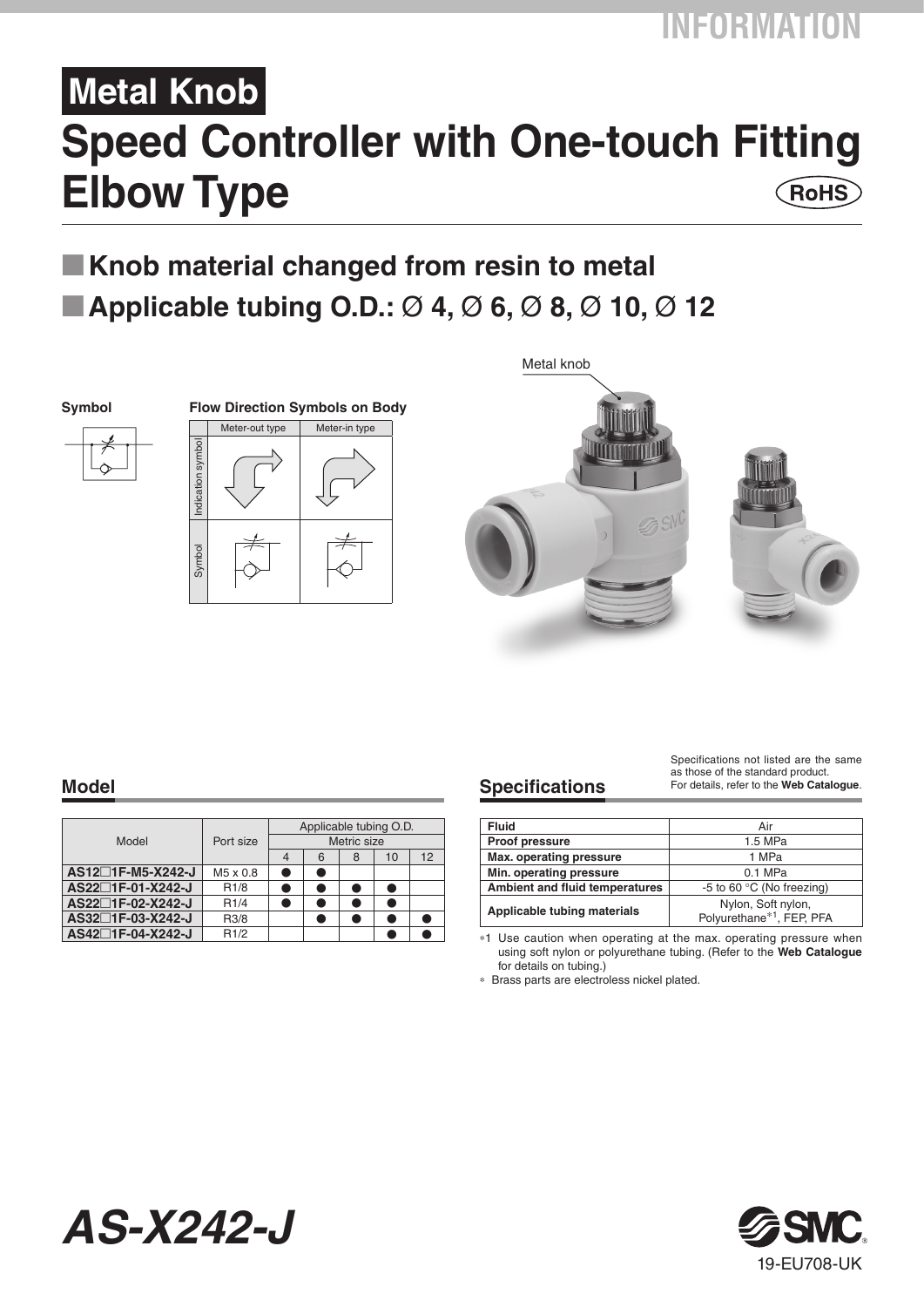# Metal Knob

# Speed Controller with One-touch Fitting Elbow Type

RoHS

## ■ Knob material changed from resin to metal

## ■ Applicable tubing O.D.: Ø 4, Ø 6, Ø 8, Ø 10, Ø 12

**Symbol**

**Flow Direction Symbols on Body**

| | Meter-out type | Meter-in type |
|---|---|---|
| Indication symbol | | |
| Symbol | | |

Metal knob

## Model

| Model | Port size | Applicable tubing O.D. | | | | |
|---|---|---|---|---|---|---|
| | | Metric size | | | | |
| | | 4 | 6 | 8 | 10 | 12 |
| **AS12□1F-M5-X242-J** | M5 x 0.8 | ● | ● | | | |
| **AS22□1F-01-X242-J** | R1/8 | ● | ● | ● | ● | |
| **AS22□1F-02-X242-J** | R1/4 | ● | ● | ● | ● | |
| **AS32□1F-03-X242-J** | R3/8 | | ● | ● | ● | ● |
| **AS42□1F-04-X242-J** | R1/2 | | | | ● | ● |

## Specifications

Specifications not listed are the same as those of the standard product. For details, refer to the **Web Catalogue**.

| | |
|---|---|
| **Fluid** | Air |
| **Proof pressure** | 1.5 MPa |
| **Max. operating pressure** | 1 MPa |
| **Min. operating pressure** | 0.1 MPa |
| **Ambient and fluid temperatures** | -5 to 60 °C (No freezing) |
| **Applicable tubing materials** | Nylon, Soft nylon, Polyurethane*1, FEP, PFA |

*1 Use caution when operating at the max. operating pressure when using soft nylon or polyurethane tubing. (Refer to the **Web Catalogue** for details on tubing.)

* Brass parts are electroless nickel plated.

***AS-X242-J***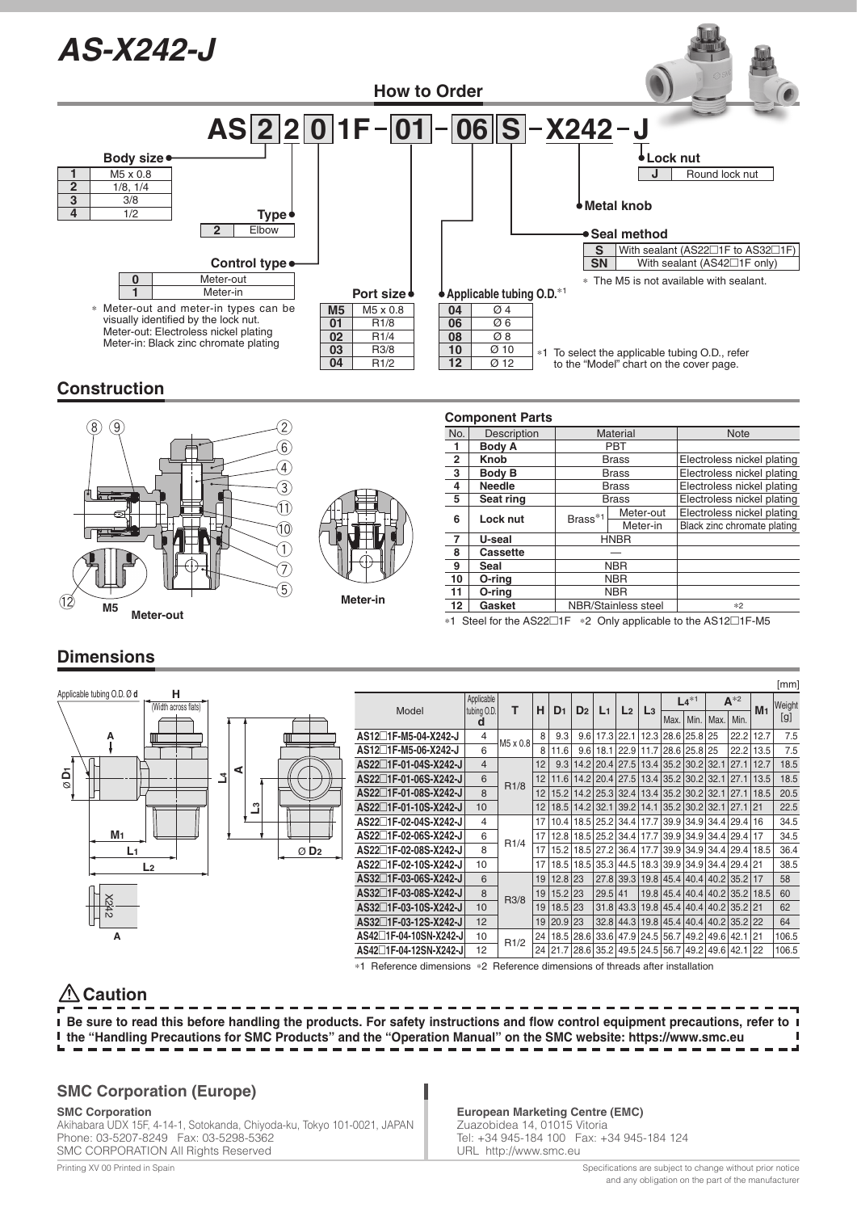# AS-X242-J

## How to Order

AS 2 2 0 1F – 01 – 06 S – X242 – J

**Body size**

| | |
|---|---|
| 1 | M5 x 0.8 |
| 2 | 1/8, 1/4 |
| 3 | 3/8 |
| 4 | 1/2 |

**Type**

| | |
|---|---|
| 2 | Elbow |

**Control type**

| | |
|---|---|
| 0 | Meter-out |
| 1 | Meter-in |

* Meter-out and meter-in types can be visually identified by the lock nut.
Meter-out: Electroless nickel plating
Meter-in: Black zinc chromate plating

**Port size**

| | |
|---|---|
| M5 | M5 x 0.8 |
| 01 | R1/8 |
| 02 | R1/4 |
| 03 | R3/8 |
| 04 | R1/2 |

**Applicable tubing O.D.** *1

| | |
|---|---|
| 04 | Ø 4 |
| 06 | Ø 6 |
| 08 | Ø 8 |
| 10 | Ø 10 |
| 12 | Ø 12 |

*1 To select the applicable tubing O.D., refer to the "Model" chart on the cover page.

**Lock nut**

| | |
|---|---|
| J | Round lock nut |

**Metal knob**

**Seal method**

| | |
|---|---|
| S | With sealant (AS22□1F to AS32□1F) |
| SN | With sealant (AS42□1F only) |

* The M5 is not available with sealant.

## Construction

M5 Meter-out

Meter-in

**Component Parts**

| No. | Description | Material | | Note |
|---|---|---|---|---|
| 1 | Body A | PBT | | |
| 2 | Knob | Brass | | Electroless nickel plating |
| 3 | Body B | Brass | | Electroless nickel plating |
| 4 | Needle | Brass | | Electroless nickel plating |
| 5 | Seat ring | Brass | | Electroless nickel plating |
| 6 | Lock nut | Brass*1 | Meter-out | Electroless nickel plating |
| | | | Meter-in | Black zinc chromate plating |
| 7 | U-seal | HNBR | | |
| 8 | Cassette | — | | |
| 9 | Seal | NBR | | |
| 10 | O-ring | NBR | | |
| 11 | O-ring | NBR | | |
| 12 | Gasket | NBR/Stainless steel | | *2 |

*1 Steel for the AS22□1F *2 Only applicable to the AS12□1F-M5

## Dimensions

Applicable tubing O.D. Ø d
H (Width across flats)

[mm]

| Model | Applicable tubing O.D. d | T | H | D1 | D2 | L1 | L2 | L3 | L4*1 | | A*2 | | M1 | Weight [g] |
|---|---|---|---|---|---|---|---|---|---|---|---|---|---|---|
| | | | | | | | | | Max. | Min. | Max. | Min. | | |
| AS12□1F-M5-04-X242-J | 4 | M5 x 0.8 | 8 | 9.3 | 9.6 | 17.3 | 22.1 | 12.3 | 28.6 | 25.8 | 25 | 22.2 | 12.7 | 7.5 |
| AS12□1F-M5-06-X242-J | 6 | | 8 | 11.6 | 9.6 | 18.1 | 22.9 | 11.7 | 28.6 | 25.8 | 25 | 22.2 | 13.5 | 7.5 |
| AS22□1F-01-04S-X242-J | 4 | R1/8 | 12 | 9.3 | 14.2 | 20.4 | 27.5 | 13.4 | 35.2 | 30.2 | 32.1 | 27.1 | 12.7 | 18.5 |
| AS22□1F-01-06S-X242-J | 6 | | 12 | 11.6 | 14.2 | 20.4 | 27.5 | 13.4 | 35.2 | 30.2 | 32.1 | 27.1 | 13.5 | 18.5 |
| AS22□1F-01-08S-X242-J | 8 | | 12 | 15.2 | 14.2 | 25.3 | 32.4 | 13.4 | 35.2 | 30.2 | 32.1 | 27.1 | 18.5 | 20.5 |
| AS22□1F-01-10S-X242-J | 10 | | 12 | 18.5 | 14.2 | 32.1 | 39.2 | 14.1 | 35.2 | 30.2 | 32.1 | 27.1 | 21 | 22.5 |
| AS22□1F-02-04S-X242-J | 4 | R1/4 | 17 | 10.4 | 18.5 | 25.2 | 34.4 | 17.7 | 39.9 | 34.9 | 34.4 | 29.4 | 16 | 34.5 |
| AS22□1F-02-06S-X242-J | 6 | | 17 | 12.8 | 18.5 | 25.2 | 34.4 | 17.7 | 39.9 | 34.9 | 34.4 | 29.4 | 17 | 34.5 |
| AS22□1F-02-08S-X242-J | 8 | | 17 | 15.2 | 18.5 | 27.2 | 36.4 | 17.7 | 39.9 | 34.9 | 34.4 | 29.4 | 18.5 | 36.4 |
| AS22□1F-02-10S-X242-J | 10 | | 17 | 18.5 | 18.5 | 35.3 | 44.5 | 18.3 | 39.9 | 34.9 | 34.4 | 29.4 | 21 | 38.5 |
| AS32□1F-03-06S-X242-J | 6 | R3/8 | 19 | 12.8 | 23 | 27.8 | 39.3 | 19.8 | 45.4 | 40.4 | 40.2 | 35.2 | 17 | 58 |
| AS32□1F-03-08S-X242-J | 8 | | 19 | 15.2 | 23 | 29.5 | 41 | 19.8 | 45.4 | 40.4 | 40.2 | 35.2 | 18.5 | 60 |
| AS32□1F-03-10S-X242-J | 10 | | 19 | 18.5 | 23 | 31.8 | 43.3 | 19.8 | 45.4 | 40.4 | 40.2 | 35.2 | 21 | 62 |
| AS32□1F-03-12S-X242-J | 12 | | 19 | 20.9 | 23 | 32.8 | 44.3 | 19.8 | 45.4 | 40.4 | 40.2 | 35.2 | 22 | 64 |
| AS42□1F-04-10SN-X242-J | 10 | R1/2 | 24 | 18.5 | 28.6 | 33.6 | 47.9 | 24.5 | 56.7 | 49.2 | 49.6 | 42.1 | 21 | 106.5 |
| AS42□1F-04-12SN-X242-J | 12 | | 24 | 21.7 | 28.6 | 35.2 | 49.5 | 24.5 | 56.7 | 49.2 | 49.6 | 42.1 | 22 | 106.5 |

*1 Reference dimensions *2 Reference dimensions of threads after installation

## ⚠ Caution

**Be sure to read this before handling the products. For safety instructions and flow control equipment precautions, refer to the "Handling Precautions for SMC Products" and the "Operation Manual" on the SMC website: https://www.smc.eu**

## SMC Corporation (Europe)

**SMC Corporation**
Akihabara UDX 15F, 4-14-1, Sotokanda, Chiyoda-ku, Tokyo 101-0021, JAPAN
Phone: 03-5207-8249 Fax: 03-5298-5362
SMC CORPORATION All Rights Reserved

**European Marketing Centre (EMC)**
Zuazobidea 14, 01015 Vitoria
Tel: +34 945-184 100 Fax: +34 945-184 124
URL http://www.smc.eu

Printing XV 00 Printed in Spain

Specifications are subject to change without prior notice and any obligation on the part of the manufacturer